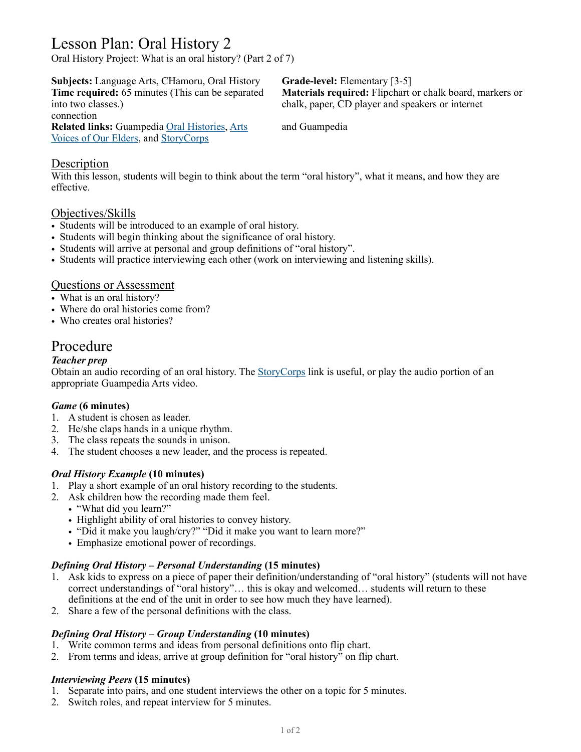# Lesson Plan: Oral History 2

Oral History Project: What is an oral history? (Part 2 of 7)

**Subjects:** Language Arts, CHamoru, Oral History
**Time required:** 65 minutes (This can be separated into two classes.)
**Related links:** Guampedia Oral Histories, Arts Voices of Our Elders, and StoryCorps

**Grade-level:** Elementary [3-5]
**Materials required:** Flipchart or chalk board, markers or chalk, paper, CD player and speakers or internet connection and Guampedia

## Description

With this lesson, students will begin to think about the term "oral history", what it means, and how they are effective.

## Objectives/Skills

- Students will be introduced to an example of oral history.
- Students will begin thinking about the significance of oral history.
- Students will arrive at personal and group definitions of "oral history".
- Students will practice interviewing each other (work on interviewing and listening skills).

## Questions or Assessment

- What is an oral history?
- Where do oral histories come from?
- Who creates oral histories?

# Procedure

### *Teacher prep*

Obtain an audio recording of an oral history. The StoryCorps link is useful, or play the audio portion of an appropriate Guampedia Arts video.

### *Game* (6 minutes)

1. A student is chosen as leader.
2. He/she claps hands in a unique rhythm.
3. The class repeats the sounds in unison.
4. The student chooses a new leader, and the process is repeated.

### *Oral History Example* (10 minutes)

1. Play a short example of an oral history recording to the students.
2. Ask children how the recording made them feel.
   - "What did you learn?"
   - Highlight ability of oral histories to convey history.
   - "Did it make you laugh/cry?" "Did it make you want to learn more?"
   - Emphasize emotional power of recordings.

### *Defining Oral History – Personal Understanding* (15 minutes)

1. Ask kids to express on a piece of paper their definition/understanding of "oral history" (students will not have correct understandings of "oral history"… this is okay and welcomed… students will return to these definitions at the end of the unit in order to see how much they have learned).
2. Share a few of the personal definitions with the class.

### *Defining Oral History – Group Understanding* (10 minutes)

1. Write common terms and ideas from personal definitions onto flip chart.
2. From terms and ideas, arrive at group definition for "oral history" on flip chart.

### *Interviewing Peers* (15 minutes)

1. Separate into pairs, and one student interviews the other on a topic for 5 minutes.
2. Switch roles, and repeat interview for 5 minutes.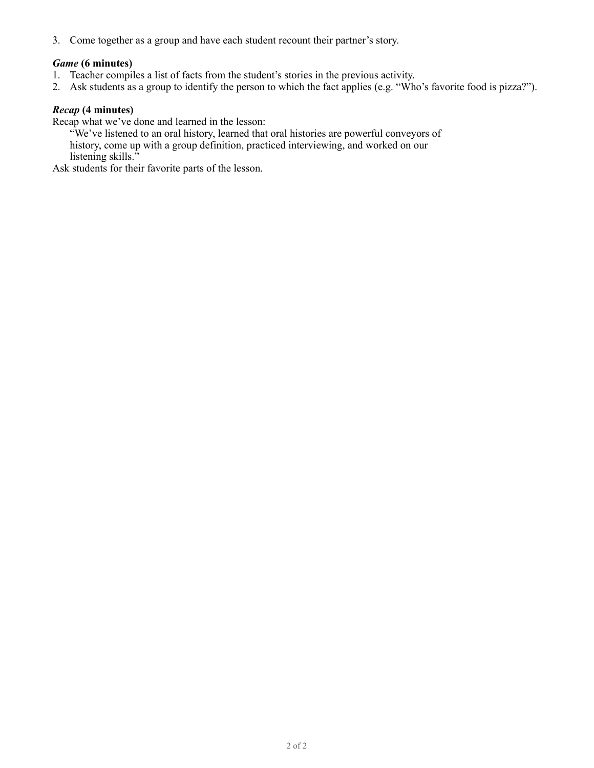3. Come together as a group and have each student recount their partner's story.

***Game*** **(6 minutes)**

1. Teacher compiles a list of facts from the student's stories in the previous activity.
2. Ask students as a group to identify the person to which the fact applies (e.g. "Who's favorite food is pizza?").

***Recap*** **(4 minutes)**

Recap what we've done and learned in the lesson:

> "We've listened to an oral history, learned that oral histories are powerful conveyors of history, come up with a group definition, practiced interviewing, and worked on our listening skills."

Ask students for their favorite parts of the lesson.